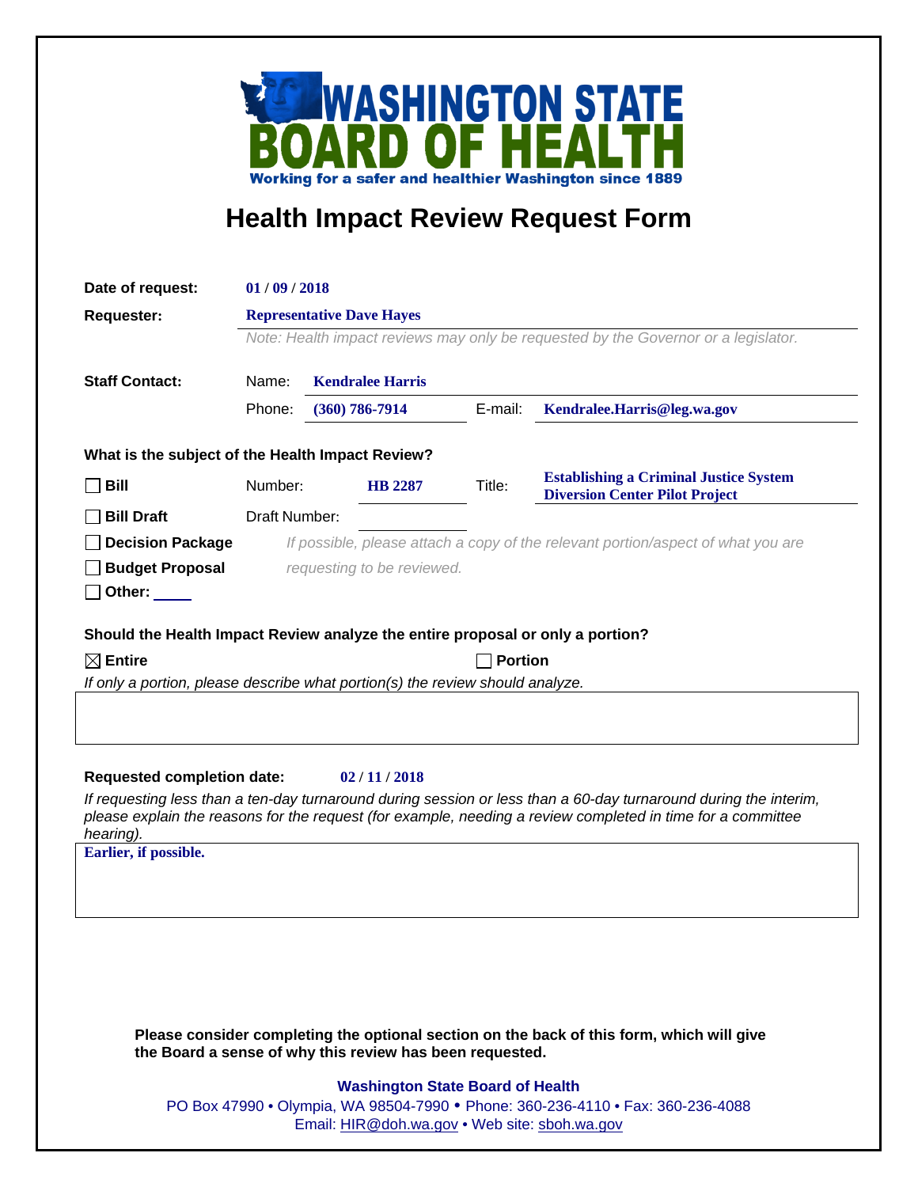**WASHINGTON STATE BOARD OF HEALTH**

**Working for a safer and healthier Washington since 1889**

# Health Impact Review Request Form

**Date of request:** 01 / 09 / 2018

**Requester:** Representative Dave Hayes

*Note: Health impact reviews may only be requested by the Governor or a legislator.*

**Staff Contact:**

Name: Kendralee Harris

Phone: (360) 786-7914  E-mail: Kendralee.Harris@leg.wa.gov

**What is the subject of the Health Impact Review?**

- ☐ **Bill** Number: HB 2287 Title: Establishing a Criminal Justice System Diversion Center Pilot Project
- ☐ **Bill Draft** Draft Number:
- ☐ **Decision Package**
- ☐ **Budget Proposal**
- ☐ **Other:** ____

*If possible, please attach a copy of the relevant portion/aspect of what you are requesting to be reviewed.*

**Should the Health Impact Review analyze the entire proposal or only a portion?**

☒ **Entire** ☐ **Portion**

*If only a portion, please describe what portion(s) the review should analyze.*

**Requested completion date:** 02 / 11 / 2018

*If requesting less than a ten-day turnaround during session or less than a 60-day turnaround during the interim, please explain the reasons for the request (for example, needing a review completed in time for a committee hearing).*

Earlier, if possible.

**Please consider completing the optional section on the back of this form, which will give the Board a sense of why this review has been requested.**

**Washington State Board of Health**

PO Box 47990 • Olympia, WA 98504-7990 • Phone: 360-236-4110 • Fax: 360-236-4088

Email: HIR@doh.wa.gov • Web site: sboh.wa.gov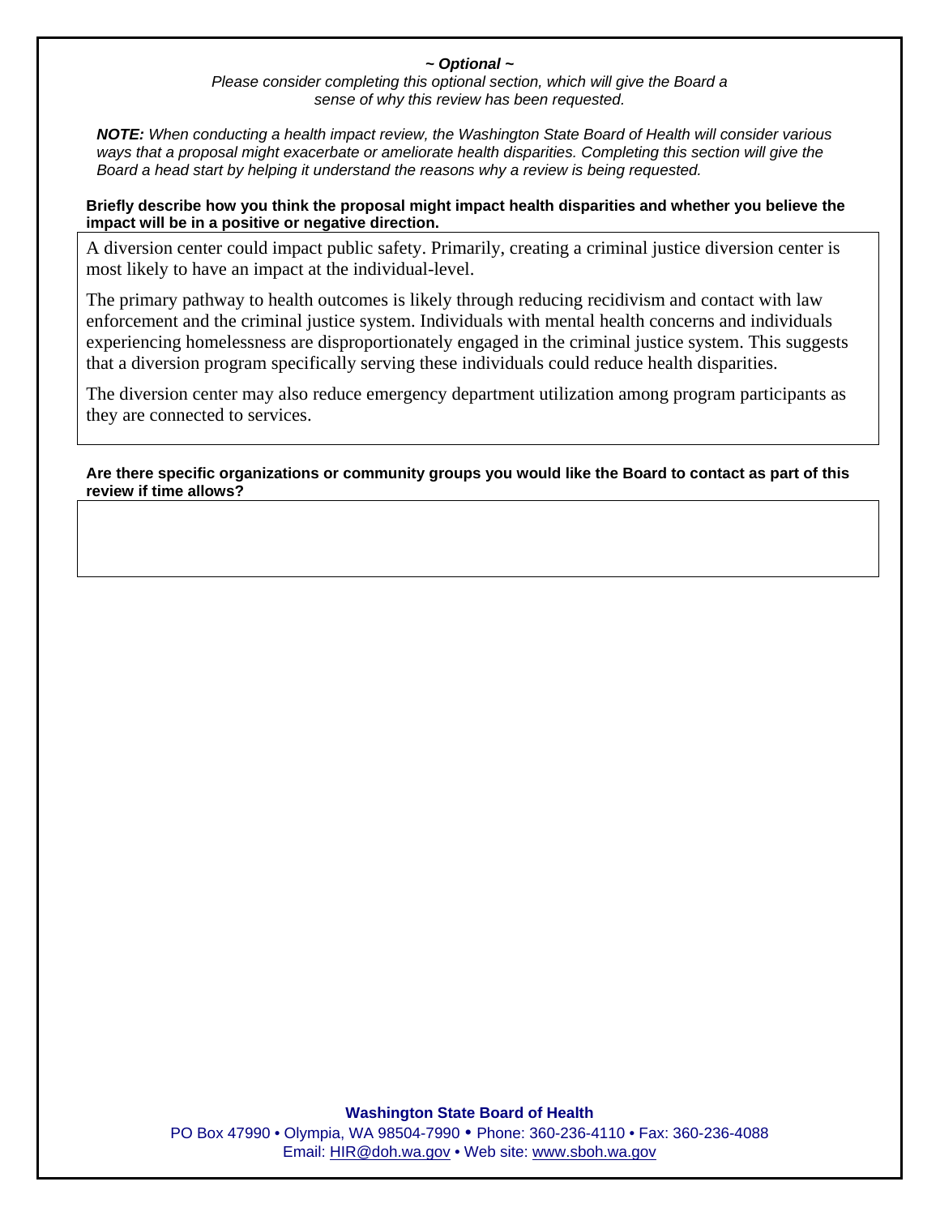***~ Optional ~***

*Please consider completing this optional section, which will give the Board a sense of why this review has been requested.*

***NOTE:*** *When conducting a health impact review, the Washington State Board of Health will consider various ways that a proposal might exacerbate or ameliorate health disparities. Completing this section will give the Board a head start by helping it understand the reasons why a review is being requested.*

**Briefly describe how you think the proposal might impact health disparities and whether you believe the impact will be in a positive or negative direction.**

A diversion center could impact public safety. Primarily, creating a criminal justice diversion center is most likely to have an impact at the individual-level.

The primary pathway to health outcomes is likely through reducing recidivism and contact with law enforcement and the criminal justice system. Individuals with mental health concerns and individuals experiencing homelessness are disproportionately engaged in the criminal justice system. This suggests that a diversion program specifically serving these individuals could reduce health disparities.

The diversion center may also reduce emergency department utilization among program participants as they are connected to services.

**Are there specific organizations or community groups you would like the Board to contact as part of this review if time allows?**

**Washington State Board of Health**

PO Box 47990 • Olympia, WA 98504-7990 • Phone: 360-236-4110 • Fax: 360-236-4088
Email: HIR@doh.wa.gov • Web site: www.sboh.wa.gov